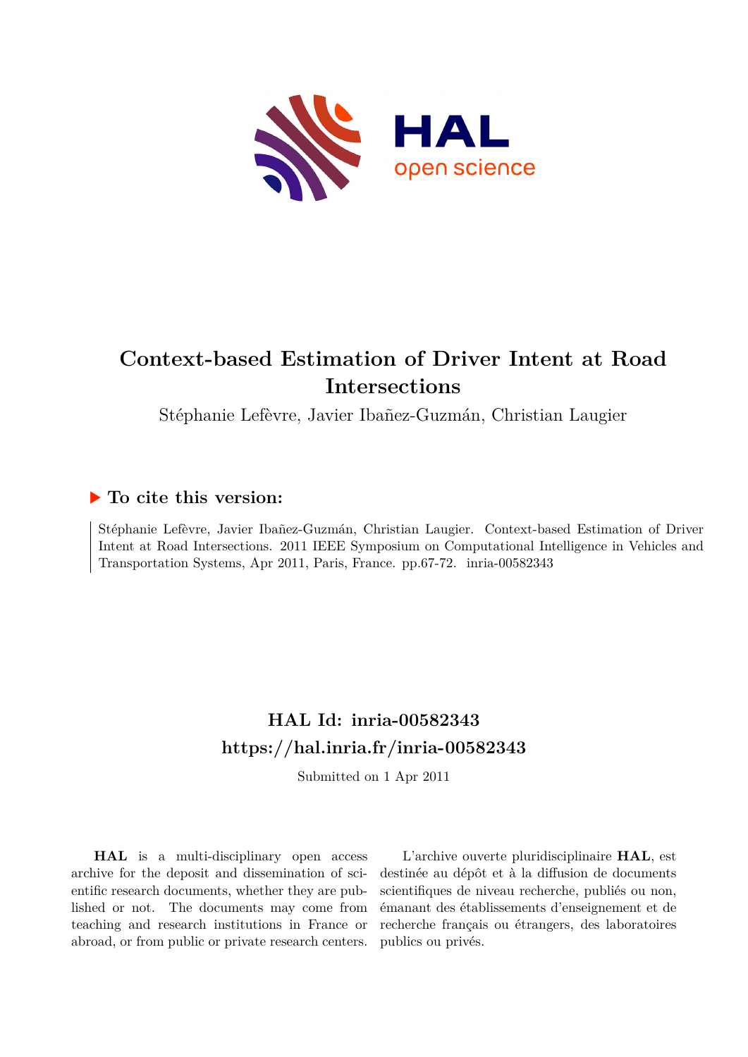# Context-based Estimation of Driver Intent at Road Intersections

Stéphanie Lefèvre, Javier Ibañez-Guzmán, Christian Laugier

## ▶ To cite this version:

Stéphanie Lefèvre, Javier Ibañez-Guzmán, Christian Laugier. Context-based Estimation of Driver Intent at Road Intersections. 2011 IEEE Symposium on Computational Intelligence in Vehicles and Transportation Systems, Apr 2011, Paris, France. pp.67-72. inria-00582343

## HAL Id: inria-00582343
## https://hal.inria.fr/inria-00582343

Submitted on 1 Apr 2011

**HAL** is a multi-disciplinary open access archive for the deposit and dissemination of scientific research documents, whether they are published or not. The documents may come from teaching and research institutions in France or abroad, or from public or private research centers.

L'archive ouverte pluridisciplinaire **HAL**, est destinée au dépôt et à la diffusion de documents scientifiques de niveau recherche, publiés ou non, émanant des établissements d'enseignement et de recherche français ou étrangers, des laboratoires publics ou privés.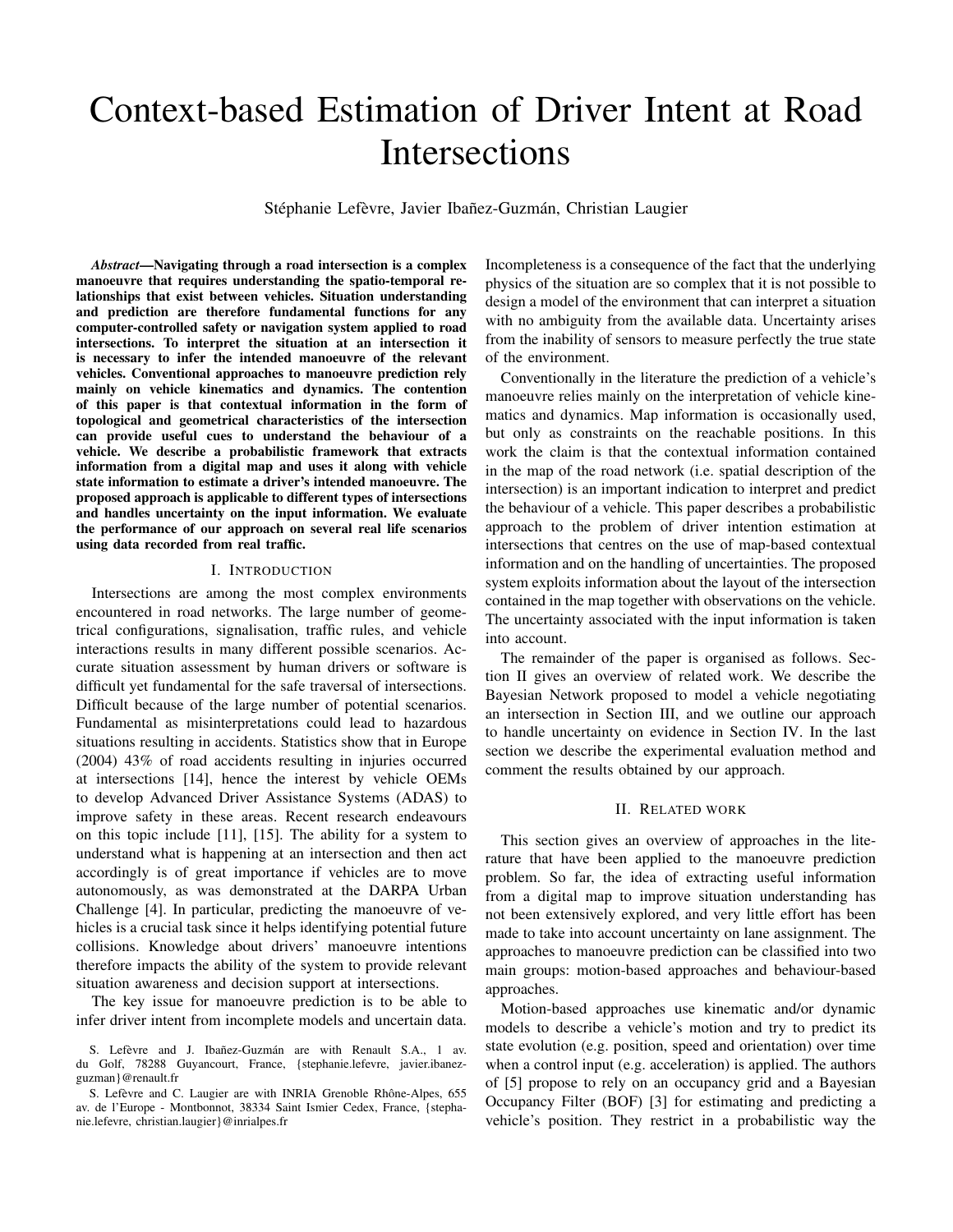# Context-based Estimation of Driver Intent at Road Intersections

Stéphanie Lefèvre, Javier Ibañez-Guzmán, Christian Laugier

***Abstract*—Navigating through a road intersection is a complex manoeuvre that requires understanding the spatio-temporal relationships that exist between vehicles. Situation understanding and prediction are therefore fundamental functions for any computer-controlled safety or navigation system applied to road intersections. To interpret the situation at an intersection it is necessary to infer the intended manoeuvre of the relevant vehicles. Conventional approaches to manoeuvre prediction rely mainly on vehicle kinematics and dynamics. The contention of this paper is that contextual information in the form of topological and geometrical characteristics of the intersection can provide useful cues to understand the behaviour of a vehicle. We describe a probabilistic framework that extracts information from a digital map and uses it along with vehicle state information to estimate a driver's intended manoeuvre. The proposed approach is applicable to different types of intersections and handles uncertainty on the input information. We evaluate the performance of our approach on several real life scenarios using data recorded from real traffic.**

## I. Introduction

Intersections are among the most complex environments encountered in road networks. The large number of geometrical configurations, signalisation, traffic rules, and vehicle interactions results in many different possible scenarios. Accurate situation assessment by human drivers or software is difficult yet fundamental for the safe traversal of intersections. Difficult because of the large number of potential scenarios. Fundamental as misinterpretations could lead to hazardous situations resulting in accidents. Statistics show that in Europe (2004) 43% of road accidents resulting in injuries occurred at intersections [14], hence the interest by vehicle OEMs to develop Advanced Driver Assistance Systems (ADAS) to improve safety in these areas. Recent research endeavours on this topic include [11], [15]. The ability for a system to understand what is happening at an intersection and then act accordingly is of great importance if vehicles are to move autonomously, as was demonstrated at the DARPA Urban Challenge [4]. In particular, predicting the manoeuvre of vehicles is a crucial task since it helps identifying potential future collisions. Knowledge about drivers' manoeuvre intentions therefore impacts the ability of the system to provide relevant situation awareness and decision support at intersections.

The key issue for manoeuvre prediction is to be able to infer driver intent from incomplete models and uncertain data. Incompleteness is a consequence of the fact that the underlying physics of the situation are so complex that it is not possible to design a model of the environment that can interpret a situation with no ambiguity from the available data. Uncertainty arises from the inability of sensors to measure perfectly the true state of the environment.

Conventionally in the literature the prediction of a vehicle's manoeuvre relies mainly on the interpretation of vehicle kinematics and dynamics. Map information is occasionally used, but only as constraints on the reachable positions. In this work the claim is that the contextual information contained in the map of the road network (i.e. spatial description of the intersection) is an important indication to interpret and predict the behaviour of a vehicle. This paper describes a probabilistic approach to the problem of driver intention estimation at intersections that centres on the use of map-based contextual information and on the handling of uncertainties. The proposed system exploits information about the layout of the intersection contained in the map together with observations on the vehicle. The uncertainty associated with the input information is taken into account.

The remainder of the paper is organised as follows. Section II gives an overview of related work. We describe the Bayesian Network proposed to model a vehicle negotiating an intersection in Section III, and we outline our approach to handle uncertainty on evidence in Section IV. In the last section we describe the experimental evaluation method and comment the results obtained by our approach.

## II. Related work

This section gives an overview of approaches in the literature that have been applied to the manoeuvre prediction problem. So far, the idea of extracting useful information from a digital map to improve situation understanding has not been extensively explored, and very little effort has been made to take into account uncertainty on lane assignment. The approaches to manoeuvre prediction can be classified into two main groups: motion-based approaches and behaviour-based approaches.

Motion-based approaches use kinematic and/or dynamic models to describe a vehicle's motion and try to predict its state evolution (e.g. position, speed and orientation) over time when a control input (e.g. acceleration) is applied. The authors of [5] propose to rely on an occupancy grid and a Bayesian Occupancy Filter (BOF) [3] for estimating and predicting a vehicle's position. They restrict in a probabilistic way the

S. Lefèvre and J. Ibañez-Guzmán are with Renault S.A., 1 av. du Golf, 78288 Guyancourt, France, {stephanie.lefevre, javier.ibanez-guzman}@renault.fr

S. Lefèvre and C. Laugier are with INRIA Grenoble Rhône-Alpes, 655 av. de l'Europe - Montbonnot, 38334 Saint Ismier Cedex, France, {stephanie.lefevre, christian.laugier}@inrialpes.fr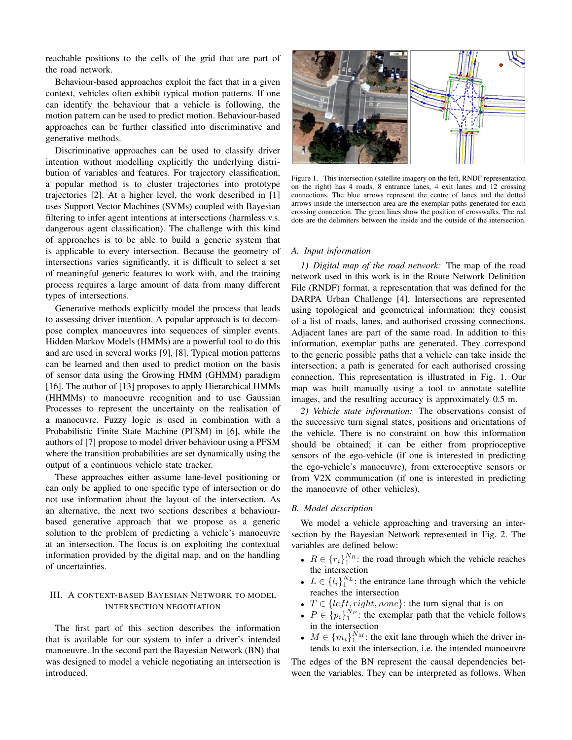reachable positions to the cells of the grid that are part of the road network.

Behaviour-based approaches exploit the fact that in a given context, vehicles often exhibit typical motion patterns. If one can identify the behaviour that a vehicle is following, the motion pattern can be used to predict motion. Behaviour-based approaches can be further classified into discriminative and generative methods.

Discriminative approaches can be used to classify driver intention without modelling explicitly the underlying distribution of variables and features. For trajectory classification, a popular method is to cluster trajectories into prototype trajectories [2]. At a higher level, the work described in [1] uses Support Vector Machines (SVMs) coupled with Bayesian filtering to infer agent intentions at intersections (harmless v.s. dangerous agent classification). The challenge with this kind of approaches is to be able to build a generic system that is applicable to every intersection. Because the geometry of intersections varies significantly, it is difficult to select a set of meaningful generic features to work with, and the training process requires a large amount of data from many different types of intersections.

Generative methods explicitly model the process that leads to assessing driver intention. A popular approach is to decompose complex manoeuvres into sequences of simpler events. Hidden Markov Models (HMMs) are a powerful tool to do this and are used in several works [9], [8]. Typical motion patterns can be learned and then used to predict motion on the basis of sensor data using the Growing HMM (GHMM) paradigm [16]. The author of [13] proposes to apply Hierarchical HMMs (HHMMs) to manoeuvre recognition and to use Gaussian Processes to represent the uncertainty on the realisation of a manoeuvre. Fuzzy logic is used in combination with a Probabilistic Finite State Machine (PFSM) in [6], while the authors of [7] propose to model driver behaviour using a PFSM where the transition probabilities are set dynamically using the output of a continuous vehicle state tracker.

These approaches either assume lane-level positioning or can only be applied to one specific type of intersection or do not use information about the layout of the intersection. As an alternative, the next two sections describes a behaviour-based generative approach that we propose as a generic solution to the problem of predicting a vehicle's manoeuvre at an intersection. The focus is on exploiting the contextual information provided by the digital map, and on the handling of uncertainties.

## III. A context-based Bayesian Network to model intersection negotiation

The first part of this section describes the information that is available for our system to infer a driver's intended manoeuvre. In the second part the Bayesian Network (BN) that was designed to model a vehicle negotiating an intersection is introduced.

Figure 1. This intersection (satellite imagery on the left, RNDF representation on the right) has 4 roads, 8 entrance lanes, 4 exit lanes and 12 crossing connections. The blue arrows represent the centre of lanes and the dotted arrows inside the intersection area are the exemplar paths generated for each crossing connection. The green lines show the position of crosswalks. The red dots are the delimiters between the inside and the outside of the intersection.

### A. Input information

*1) Digital map of the road network:* The map of the road network used in this work is in the Route Network Definition File (RNDF) format, a representation that was defined for the DARPA Urban Challenge [4]. Intersections are represented using topological and geometrical information: they consist of a list of roads, lanes, and authorised crossing connections. Adjacent lanes are part of the same road. In addition to this information, exemplar paths are generated. They correspond to the generic possible paths that a vehicle can take inside the intersection; a path is generated for each authorised crossing connection. This representation is illustrated in Fig. 1. Our map was built manually using a tool to annotate satellite images, and the resulting accuracy is approximately 0.5 m.

*2) Vehicle state information:* The observations consist of the successive turn signal states, positions and orientations of the vehicle. There is no constraint on how this information should be obtained; it can be either from proprioceptive sensors of the ego-vehicle (if one is interested in predicting the ego-vehicle's manoeuvre), from exteroceptive sensors or from V2X communication (if one is interested in predicting the manoeuvre of other vehicles).

### B. Model description

We model a vehicle approaching and traversing an intersection by the Bayesian Network represented in Fig. 2. The variables are defined below:

- $R \in \{r_i\}_1^{N_R}$: the road through which the vehicle reaches the intersection
- $L \in \{l_i\}_1^{N_L}$: the entrance lane through which the vehicle reaches the intersection
- $T \in \{left, right, none\}$: the turn signal that is on
- $P \in \{p_i\}_1^{N_P}$: the exemplar path that the vehicle follows in the intersection
- $M \in \{m_i\}_1^{N_M}$: the exit lane through which the driver intends to exit the intersection, i.e. the intended manoeuvre

The edges of the BN represent the causal dependencies between the variables. They can be interpreted as follows. When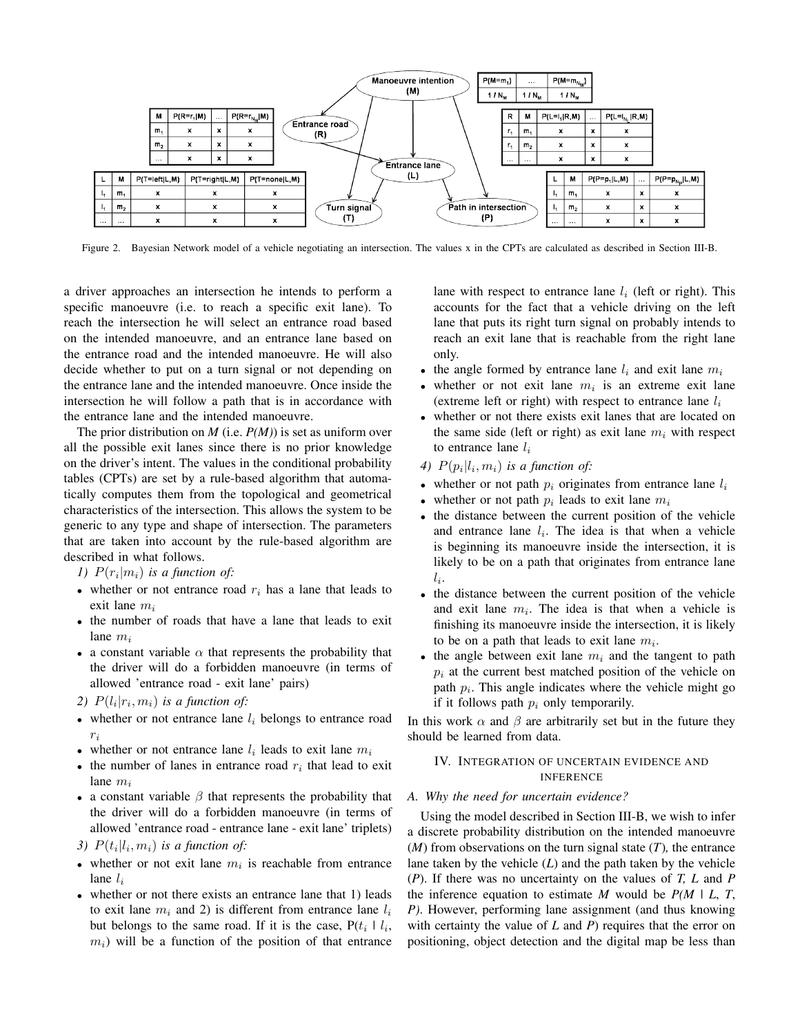| M | P(R=r₁\|M) | ... | P(R=r_{N_R}\|M) |
|---|---|---|---|

Figure 2. Bayesian Network model of a vehicle negotiating an intersection. The values x in the CPTs are calculated as described in Section III-B.

a driver approaches an intersection he intends to perform a specific manoeuvre (i.e. to reach a specific exit lane). To reach the intersection he will select an entrance road based on the intended manoeuvre, and an entrance lane based on the entrance road and the intended manoeuvre. He will also decide whether to put on a turn signal or not depending on the entrance lane and the intended manoeuvre. Once inside the intersection he will follow a path that is in accordance with the entrance lane and the intended manoeuvre.

The prior distribution on *M* (i.e. *P(M)*) is set as uniform over all the possible exit lanes since there is no prior knowledge on the driver's intent. The values in the conditional probability tables (CPTs) are set by a rule-based algorithm that automatically computes them from the topological and geometrical characteristics of the intersection. This allows the system to be generic to any type and shape of intersection. The parameters that are taken into account by the rule-based algorithm are described in what follows.

*1) $P(r_i|m_i)$ is a function of:*

- whether or not entrance road $r_i$ has a lane that leads to exit lane $m_i$
- the number of roads that have a lane that leads to exit lane $m_i$
- a constant variable $\alpha$ that represents the probability that the driver will do a forbidden manoeuvre (in terms of allowed 'entrance road - exit lane' pairs)

*2) $P(l_i|r_i, m_i)$ is a function of:*

- whether or not entrance lane $l_i$ belongs to entrance road $r_i$
- whether or not entrance lane $l_i$ leads to exit lane $m_i$
- the number of lanes in entrance road $r_i$ that lead to exit lane $m_i$
- a constant variable $\beta$ that represents the probability that the driver will do a forbidden manoeuvre (in terms of allowed 'entrance road - entrance lane - exit lane' triplets)

*3) $P(t_i|l_i, m_i)$ is a function of:*

- whether or not exit lane $m_i$ is reachable from entrance lane $l_i$
- whether or not there exists an entrance lane that 1) leads to exit lane $m_i$ and 2) is different from entrance lane $l_i$ but belongs to the same road. If it is the case, $P(t_i \mid l_i, m_i)$ will be a function of the position of that entrance lane with respect to entrance lane $l_i$ (left or right). This accounts for the fact that a vehicle driving on the left lane that puts its right turn signal on probably intends to reach an exit lane that is reachable from the right lane only.
- the angle formed by entrance lane $l_i$ and exit lane $m_i$
- whether or not exit lane $m_i$ is an extreme exit lane (extreme left or right) with respect to entrance lane $l_i$
- whether or not there exists exit lanes that are located on the same side (left or right) as exit lane $m_i$ with respect to entrance lane $l_i$

*4) $P(p_i|l_i, m_i)$ is a function of:*

- whether or not path $p_i$ originates from entrance lane $l_i$
- whether or not path $p_i$ leads to exit lane $m_i$
- the distance between the current position of the vehicle and entrance lane $l_i$. The idea is that when a vehicle is beginning its manoeuvre inside the intersection, it is likely to be on a path that originates from entrance lane $l_i$.
- the distance between the current position of the vehicle and exit lane $m_i$. The idea is that when a vehicle is finishing its manoeuvre inside the intersection, it is likely to be on a path that leads to exit lane $m_i$.
- the angle between exit lane $m_i$ and the tangent to path $p_i$ at the current best matched position of the vehicle on path $p_i$. This angle indicates where the vehicle might go if it follows path $p_i$ only temporarily.

In this work $\alpha$ and $\beta$ are arbitrarily set but in the future they should be learned from data.

## IV. Integration of uncertain evidence and inference

### A. Why the need for uncertain evidence?

Using the model described in Section III-B, we wish to infer a discrete probability distribution on the intended manoeuvre (*M*) from observations on the turn signal state (*T*), the entrance lane taken by the vehicle (*L*) and the path taken by the vehicle (*P*). If there was no uncertainty on the values of *T, L* and *P* the inference equation to estimate *M* would be *P(M | L, T, P)*. However, performing lane assignment (and thus knowing with certainty the value of *L* and *P*) requires that the error on positioning, object detection and the digital map be less than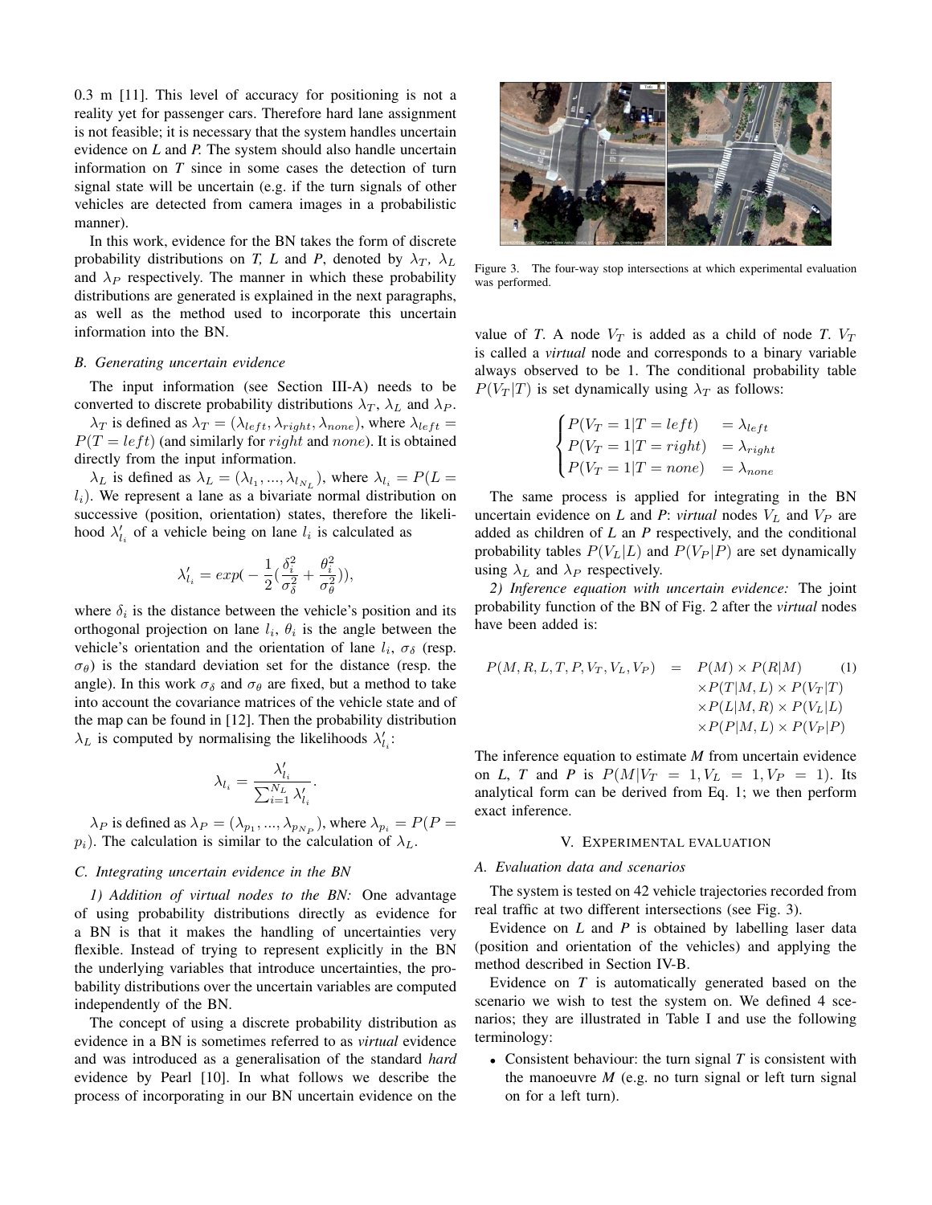0.3 m [11]. This level of accuracy for positioning is not a reality yet for passenger cars. Therefore hard lane assignment is not feasible; it is necessary that the system handles uncertain evidence on *L* and *P*. The system should also handle uncertain information on *T* since in some cases the detection of turn signal state will be uncertain (e.g. if the turn signals of other vehicles are detected from camera images in a probabilistic manner).

In this work, evidence for the BN takes the form of discrete probability distributions on *T, L* and *P*, denoted by $\lambda_T$, $\lambda_L$ and $\lambda_P$ respectively. The manner in which these probability distributions are generated is explained in the next paragraphs, as well as the method used to incorporate this uncertain information into the BN.

### *B. Generating uncertain evidence*

The input information (see Section III-A) needs to be converted to discrete probability distributions $\lambda_T$, $\lambda_L$ and $\lambda_P$.

$\lambda_T$ is defined as $\lambda_T = (\lambda_{left}, \lambda_{right}, \lambda_{none})$, where $\lambda_{left} = P(T = left)$ (and similarly for $right$ and $none$). It is obtained directly from the input information.

$\lambda_L$ is defined as $\lambda_L = (\lambda_{l_1}, ..., \lambda_{l_{N_L}})$, where $\lambda_{l_i} = P(L = l_i)$. We represent a lane as a bivariate normal distribution on successive (position, orientation) states, therefore the likelihood $\lambda'_{l_i}$ of a vehicle being on lane $l_i$ is calculated as

$$\lambda'_{l_i} = exp(-\frac{1}{2}(\frac{\delta_i^2}{\sigma_\delta^2} + \frac{\theta_i^2}{\sigma_\theta^2})),$$

where $\delta_i$ is the distance between the vehicle's position and its orthogonal projection on lane $l_i$, $\theta_i$ is the angle between the vehicle's orientation and the orientation of lane $l_i$, $\sigma_\delta$ (resp. $\sigma_\theta$) is the standard deviation set for the distance (resp. the angle). In this work $\sigma_\delta$ and $\sigma_\theta$ are fixed, but a method to take into account the covariance matrices of the vehicle state and of the map can be found in [12]. Then the probability distribution $\lambda_L$ is computed by normalising the likelihoods $\lambda'_{l_i}$:

$$\lambda_{l_i} = \frac{\lambda'_{l_i}}{\sum_{i=1}^{N_L} \lambda'_{l_i}}.$$

$\lambda_P$ is defined as $\lambda_P = (\lambda_{p_1}, ..., \lambda_{p_{N_P}})$, where $\lambda_{p_i} = P(P = p_i)$. The calculation is similar to the calculation of $\lambda_L$.

### *C. Integrating uncertain evidence in the BN*

*1) Addition of virtual nodes to the BN:* One advantage of using probability distributions directly as evidence for a BN is that it makes the handling of uncertainties very flexible. Instead of trying to represent explicitly in the BN the underlying variables that introduce uncertainties, the probability distributions over the uncertain variables are computed independently of the BN.

The concept of using a discrete probability distribution as evidence in a BN is sometimes referred to as *virtual* evidence and was introduced as a generalisation of the standard *hard* evidence by Pearl [10]. In what follows we describe the process of incorporating in our BN uncertain evidence on the value of *T*. A node $V_T$ is added as a child of node *T*. $V_T$ is called a *virtual* node and corresponds to a binary variable always observed to be 1. The conditional probability table $P(V_T|T)$ is set dynamically using $\lambda_T$ as follows:

$$\begin{cases} P(V_T = 1|T = left) & = \lambda_{left} \\ P(V_T = 1|T = right) & = \lambda_{right} \\ P(V_T = 1|T = none) & = \lambda_{none} \end{cases}$$

The same process is applied for integrating in the BN uncertain evidence on *L* and *P*: *virtual* nodes $V_L$ and $V_P$ are added as children of *L* an *P* respectively, and the conditional probability tables $P(V_L|L)$ and $P(V_P|P)$ are set dynamically using $\lambda_L$ and $\lambda_P$ respectively.

*2) Inference equation with uncertain evidence:* The joint probability function of the BN of Fig. 2 after the *virtual* nodes have been added is:

$$\begin{aligned} P(M, R, L, T, P, V_T, V_L, V_P) \quad = \quad & P(M) \times P(R|M) \\ & \times P(T|M, L) \times P(V_T|T) \\ & \times P(L|M, R) \times P(V_L|L) \\ & \times P(P|M, L) \times P(V_P|P) \end{aligned} \qquad (1)$$

The inference equation to estimate *M* from uncertain evidence on *L*, *T* and *P* is $P(M|V_T = 1, V_L = 1, V_P = 1)$. Its analytical form can be derived from Eq. 1; we then perform exact inference.

Figure 3. The four-way stop intersections at which experimental evaluation was performed.

## V. Experimental evaluation

### *A. Evaluation data and scenarios*

The system is tested on 42 vehicle trajectories recorded from real traffic at two different intersections (see Fig. 3).

Evidence on *L* and *P* is obtained by labelling laser data (position and orientation of the vehicles) and applying the method described in Section IV-B.

Evidence on *T* is automatically generated based on the scenario we wish to test the system on. We defined 4 scenarios; they are illustrated in Table I and use the following terminology:

- Consistent behaviour: the turn signal *T* is consistent with the manoeuvre *M* (e.g. no turn signal or left turn signal on for a left turn).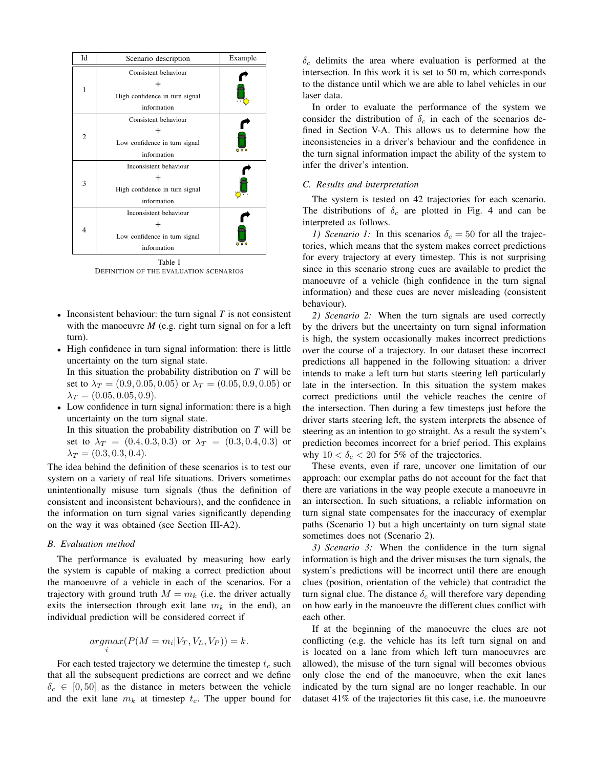| Id | Scenario description | Example |
|---|---|---|
| 1 | Consistent behaviour + High confidence in turn signal information | |
| 2 | Consistent behaviour + Low confidence in turn signal information | |
| 3 | Inconsistent behaviour + High confidence in turn signal information | |
| 4 | Inconsistent behaviour + Low confidence in turn signal information | |

Table I
DEFINITION OF THE EVALUATION SCENARIOS

- Inconsistent behaviour: the turn signal *T* is not consistent with the manoeuvre *M* (e.g. right turn signal on for a left turn).
- High confidence in turn signal information: there is little uncertainty on the turn signal state.
  In this situation the probability distribution on *T* will be set to $\lambda_T = (0.9, 0.05, 0.05)$ or $\lambda_T = (0.05, 0.9, 0.05)$ or $\lambda_T = (0.05, 0.05, 0.9)$.
- Low confidence in turn signal information: there is a high uncertainty on the turn signal state.
  In this situation the probability distribution on *T* will be set to $\lambda_T = (0.4, 0.3, 0.3)$ or $\lambda_T = (0.3, 0.4, 0.3)$ or $\lambda_T = (0.3, 0.3, 0.4)$.

The idea behind the definition of these scenarios is to test our system on a variety of real life situations. Drivers sometimes unintentionally misuse turn signals (thus the definition of consistent and inconsistent behaviours), and the confidence in the information on turn signal varies significantly depending on the way it was obtained (see Section III-A2).

### B. Evaluation method

The performance is evaluated by measuring how early the system is capable of making a correct prediction about the manoeuvre of a vehicle in each of the scenarios. For a trajectory with ground truth $M = m_k$ (i.e. the driver actually exits the intersection through exit lane $m_k$ in the end), an individual prediction will be considered correct if

$$\underset{i}{argmax}(P(M = m_i | V_T, V_L, V_P)) = k.$$

For each tested trajectory we determine the timestep $t_c$ such that all the subsequent predictions are correct and we define $\delta_c \in [0, 50]$ as the distance in meters between the vehicle and the exit lane $m_k$ at timestep $t_c$. The upper bound for $\delta_c$ delimits the area where evaluation is performed at the intersection. In this work it is set to 50 m, which corresponds to the distance until which we are able to label vehicles in our laser data.

In order to evaluate the performance of the system we consider the distribution of $\delta_c$ in each of the scenarios defined in Section V-A. This allows us to determine how the inconsistencies in a driver's behaviour and the confidence in the turn signal information impact the ability of the system to infer the driver's intention.

### C. Results and interpretation

The system is tested on 42 trajectories for each scenario. The distributions of $\delta_c$ are plotted in Fig. 4 and can be interpreted as follows.

*1) Scenario 1:* In this scenarios $\delta_c = 50$ for all the trajectories, which means that the system makes correct predictions for every trajectory at every timestep. This is not surprising since in this scenario strong cues are available to predict the manoeuvre of a vehicle (high confidence in the turn signal information) and these cues are never misleading (consistent behaviour).

*2) Scenario 2:* When the turn signals are used correctly by the drivers but the uncertainty on turn signal information is high, the system occasionally makes incorrect predictions over the course of a trajectory. In our dataset these incorrect predictions all happened in the following situation: a driver intends to make a left turn but starts steering left particularly late in the intersection. In this situation the system makes correct predictions until the vehicle reaches the centre of the intersection. Then during a few timesteps just before the driver starts steering left, the system interprets the absence of steering as an intention to go straight. As a result the system's prediction becomes incorrect for a brief period. This explains why $10 < \delta_c < 20$ for 5% of the trajectories.

These events, even if rare, uncover one limitation of our approach: our exemplar paths do not account for the fact that there are variations in the way people execute a manoeuvre in an intersection. In such situations, a reliable information on turn signal state compensates for the inaccuracy of exemplar paths (Scenario 1) but a high uncertainty on turn signal state sometimes does not (Scenario 2).

*3) Scenario 3:* When the confidence in the turn signal information is high and the driver misuses the turn signals, the system's predictions will be incorrect until there are enough clues (position, orientation of the vehicle) that contradict the turn signal clue. The distance $\delta_c$ will therefore vary depending on how early in the manoeuvre the different clues conflict with each other.

If at the beginning of the manoeuvre the clues are not conflicting (e.g. the vehicle has its left turn signal on and is located on a lane from which left turn manoeuvres are allowed), the misuse of the turn signal will becomes obvious only close the end of the manoeuvre, when the exit lanes indicated by the turn signal are no longer reachable. In our dataset 41% of the trajectories fit this case, i.e. the manoeuvre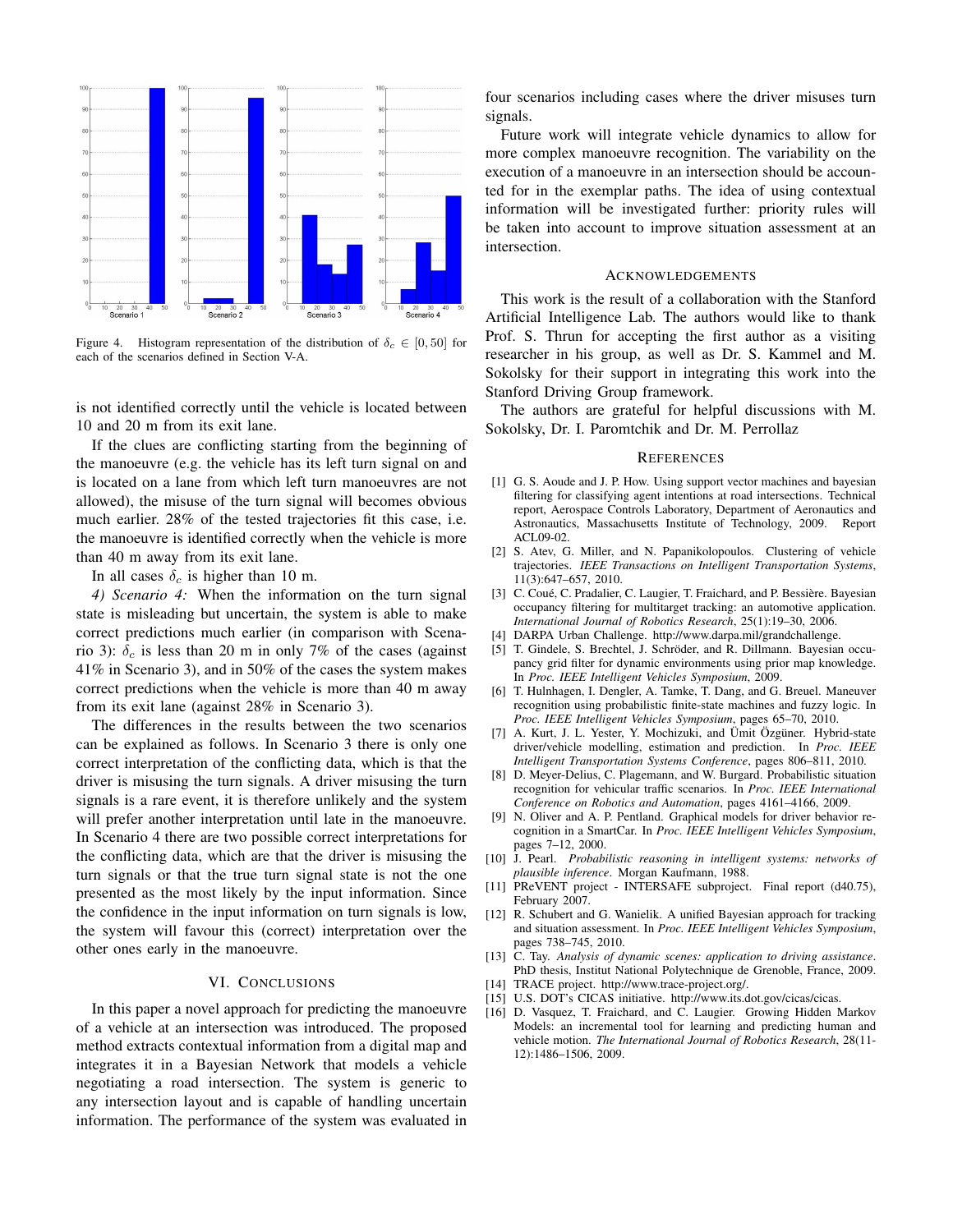100
90
80
70
60
50
40
30
20
10
0

0 10 20 30 40 50
Scenario 1

0 10 20 30 40 50
Scenario 2

0 10 20 30 40 50
Scenario 3

0 10 20 30 40 50
Scenario 4

Figure 4. Histogram representation of the distribution of $\delta_c \in [0, 50]$ for each of the scenarios defined in Section V-A.

is not identified correctly until the vehicle is located between 10 and 20 m from its exit lane.

If the clues are conflicting starting from the beginning of the manoeuvre (e.g. the vehicle has its left turn signal on and is located on a lane from which left turn manoeuvres are not allowed), the misuse of the turn signal will becomes obvious much earlier. 28% of the tested trajectories fit this case, i.e. the manoeuvre is identified correctly when the vehicle is more than 40 m away from its exit lane.

In all cases $\delta_c$ is higher than 10 m.

*4) Scenario 4:* When the information on the turn signal state is misleading but uncertain, the system is able to make correct predictions much earlier (in comparison with Scenario 3): $\delta_c$ is less than 20 m in only 7% of the cases (against 41% in Scenario 3), and in 50% of the cases the system makes correct predictions when the vehicle is more than 40 m away from its exit lane (against 28% in Scenario 3).

The differences in the results between the two scenarios can be explained as follows. In Scenario 3 there is only one correct interpretation of the conflicting data, which is that the driver is misusing the turn signals. A driver misusing the turn signals is a rare event, it is therefore unlikely and the system will prefer another interpretation until late in the manoeuvre. In Scenario 4 there are two possible correct interpretations for the conflicting data, which are that the driver is misusing the turn signals or that the true turn signal state is not the one presented as the most likely by the input information. Since the confidence in the input information on turn signals is low, the system will favour this (correct) interpretation over the other ones early in the manoeuvre.

## VI. Conclusions

In this paper a novel approach for predicting the manoeuvre of a vehicle at an intersection was introduced. The proposed method extracts contextual information from a digital map and integrates it in a Bayesian Network that models a vehicle negotiating a road intersection. The system is generic to any intersection layout and is capable of handling uncertain information. The performance of the system was evaluated in four scenarios including cases where the driver misuses turn signals.

Future work will integrate vehicle dynamics to allow for more complex manoeuvre recognition. The variability on the execution of a manoeuvre in an intersection should be accounted for in the exemplar paths. The idea of using contextual information will be investigated further: priority rules will be taken into account to improve situation assessment at an intersection.

## Acknowledgements

This work is the result of a collaboration with the Stanford Artificial Intelligence Lab. The authors would like to thank Prof. S. Thrun for accepting the first author as a visiting researcher in his group, as well as Dr. S. Kammel and M. Sokolsky for their support in integrating this work into the Stanford Driving Group framework.

The authors are grateful for helpful discussions with M. Sokolsky, Dr. I. Paromtchik and Dr. M. Perrollaz

## References

[1] G. S. Aoude and J. P. How. Using support vector machines and bayesian filtering for classifying agent intentions at road intersections. Technical report, Aerospace Controls Laboratory, Department of Aeronautics and Astronautics, Massachusetts Institute of Technology, 2009. Report ACL09-02.

[2] S. Atev, G. Miller, and N. Papanikolopoulos. Clustering of vehicle trajectories. *IEEE Transactions on Intelligent Transportation Systems*, 11(3):647–657, 2010.

[3] C. Coué, C. Pradalier, C. Laugier, T. Fraichard, and P. Bessière. Bayesian occupancy filtering for multitarget tracking: an automotive application. *International Journal of Robotics Research*, 25(1):19–30, 2006.

[4] DARPA Urban Challenge. http://www.darpa.mil/grandchallenge.

[5] T. Gindele, S. Brechtel, J. Schröder, and R. Dillmann. Bayesian occupancy grid filter for dynamic environments using prior map knowledge. In *Proc. IEEE Intelligent Vehicles Symposium*, 2009.

[6] T. Hulnhagen, I. Dengler, A. Tamke, T. Dang, and G. Breuel. Maneuver recognition using probabilistic finite-state machines and fuzzy logic. In *Proc. IEEE Intelligent Vehicles Symposium*, pages 65–70, 2010.

[7] A. Kurt, J. L. Yester, Y. Mochizuki, and Ümit Özgüner. Hybrid-state driver/vehicle modelling, estimation and prediction. In *Proc. IEEE Intelligent Transportation Systems Conference*, pages 806–811, 2010.

[8] D. Meyer-Delius, C. Plagemann, and W. Burgard. Probabilistic situation recognition for vehicular traffic scenarios. In *Proc. IEEE International Conference on Robotics and Automation*, pages 4161–4166, 2009.

[9] N. Oliver and A. P. Pentland. Graphical models for driver behavior recognition in a SmartCar. In *Proc. IEEE Intelligent Vehicles Symposium*, pages 7–12, 2000.

[10] J. Pearl. *Probabilistic reasoning in intelligent systems: networks of plausible inference*. Morgan Kaufmann, 1988.

[11] PReVENT project - INTERSAFE subproject. Final report (d40.75), February 2007.

[12] R. Schubert and G. Wanielik. A unified Bayesian approach for tracking and situation assessment. In *Proc. IEEE Intelligent Vehicles Symposium*, pages 738–745, 2010.

[13] C. Tay. *Analysis of dynamic scenes: application to driving assistance*. PhD thesis, Institut National Polytechnique de Grenoble, France, 2009.

[14] TRACE project. http://www.trace-project.org/.

[15] U.S. DOT's CICAS initiative. http://www.its.dot.gov/cicas/cicas.

[16] D. Vasquez, T. Fraichard, and C. Laugier. Growing Hidden Markov Models: an incremental tool for learning and predicting human and vehicle motion. *The International Journal of Robotics Research*, 28(11-12):1486–1506, 2009.